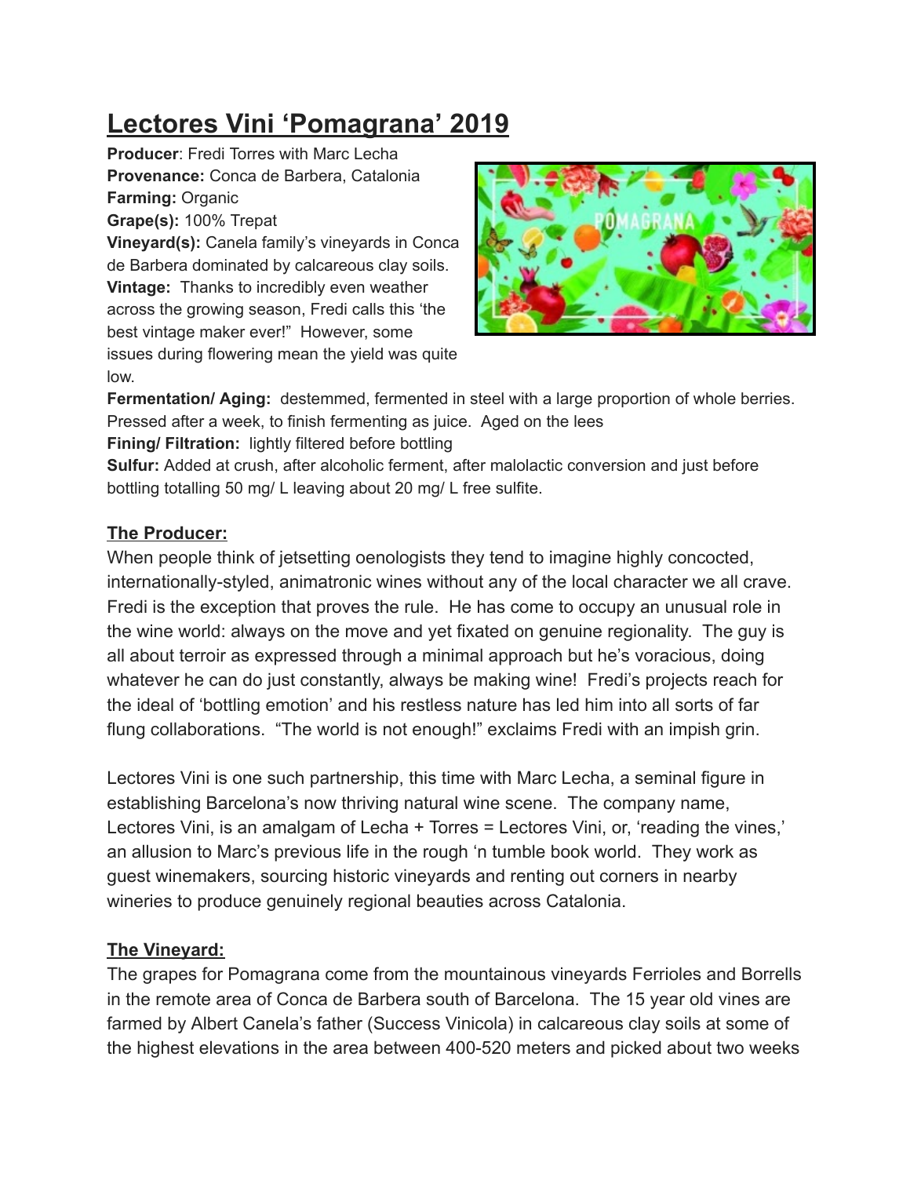# Lectores Vini 'Pomagrana' 2019

**Producer**: Fredi Torres with Marc Lecha
**Provenance:** Conca de Barbera, Catalonia
**Farming:** Organic
**Grape(s):** 100% Trepat
**Vineyard(s):** Canela family's vineyards in Conca de Barbera dominated by calcareous clay soils.
**Vintage:** Thanks to incredibly even weather across the growing season, Fredi calls this 'the best vintage maker ever!" However, some issues during flowering mean the yield was quite low.
**Fermentation/ Aging:** destemmed, fermented in steel with a large proportion of whole berries. Pressed after a week, to finish fermenting as juice. Aged on the lees
**Fining/ Filtration:** lightly filtered before bottling
**Sulfur:** Added at crush, after alcoholic ferment, after malolactic conversion and just before bottling totalling 50 mg/ L leaving about 20 mg/ L free sulfite.

## The Producer:

When people think of jetsetting oenologists they tend to imagine highly concocted, internationally-styled, animatronic wines without any of the local character we all crave. Fredi is the exception that proves the rule. He has come to occupy an unusual role in the wine world: always on the move and yet fixated on genuine regionality. The guy is all about terroir as expressed through a minimal approach but he's voracious, doing whatever he can do just constantly, always be making wine! Fredi's projects reach for the ideal of 'bottling emotion' and his restless nature has led him into all sorts of far flung collaborations. "The world is not enough!" exclaims Fredi with an impish grin.

Lectores Vini is one such partnership, this time with Marc Lecha, a seminal figure in establishing Barcelona's now thriving natural wine scene. The company name, Lectores Vini, is an amalgam of Lecha + Torres = Lectores Vini, or, 'reading the vines,' an allusion to Marc's previous life in the rough 'n tumble book world. They work as guest winemakers, sourcing historic vineyards and renting out corners in nearby wineries to produce genuinely regional beauties across Catalonia.

## The Vineyard:

The grapes for Pomagrana come from the mountainous vineyards Ferrioles and Borrells in the remote area of Conca de Barbera south of Barcelona. The 15 year old vines are farmed by Albert Canela's father (Success Vinicola) in calcareous clay soils at some of the highest elevations in the area between 400-520 meters and picked about two weeks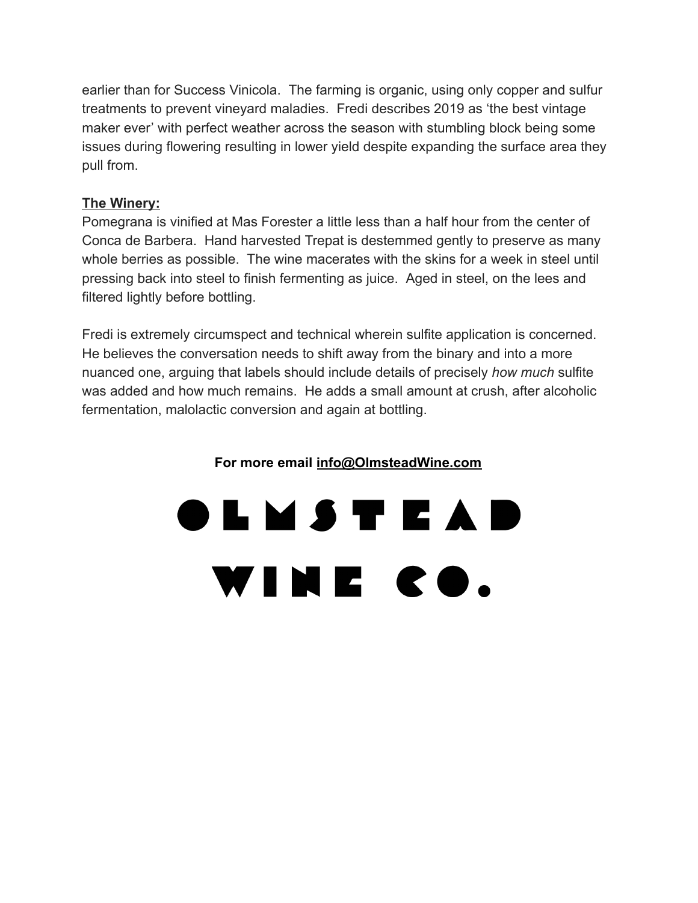earlier than for Success Vinicola.  The farming is organic, using only copper and sulfur treatments to prevent vineyard maladies.  Fredi describes 2019 as 'the best vintage maker ever' with perfect weather across the season with stumbling block being some issues during flowering resulting in lower yield despite expanding the surface area they pull from.

**The Winery:**

Pomegrana is vinified at Mas Forester a little less than a half hour from the center of Conca de Barbera.  Hand harvested Trepat is destemmed gently to preserve as many whole berries as possible.  The wine macerates with the skins for a week in steel until pressing back into steel to finish fermenting as juice.  Aged in steel, on the lees and filtered lightly before bottling.

Fredi is extremely circumspect and technical wherein sulfite application is concerned. He believes the conversation needs to shift away from the binary and into a more nuanced one, arguing that labels should include details of precisely *how much* sulfite was added and how much remains.  He adds a small amount at crush, after alcoholic fermentation, malolactic conversion and again at bottling.

**For more email info@OlmsteadWine.com**

OLMSTEAD

WINE CO.